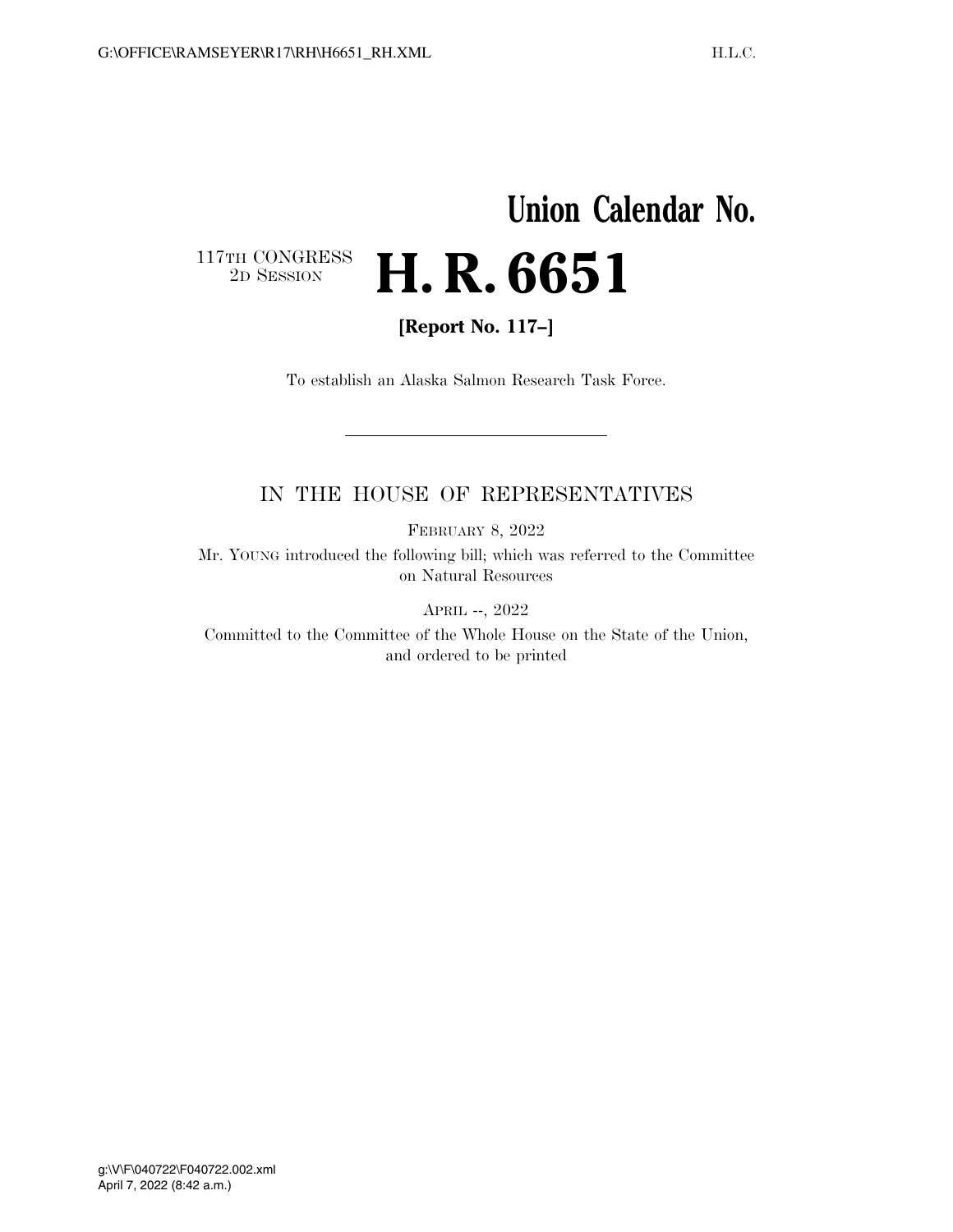# Union Calendar No.

117TH CONGRESS
2D SESSION

# H. R. 6651

**[Report No. 117–]**

To establish an Alaska Salmon Research Task Force.

---

IN THE HOUSE OF REPRESENTATIVES

FEBRUARY 8, 2022

Mr. YOUNG introduced the following bill; which was referred to the Committee on Natural Resources

APRIL --, 2022

Committed to the Committee of the Whole House on the State of the Union, and ordered to be printed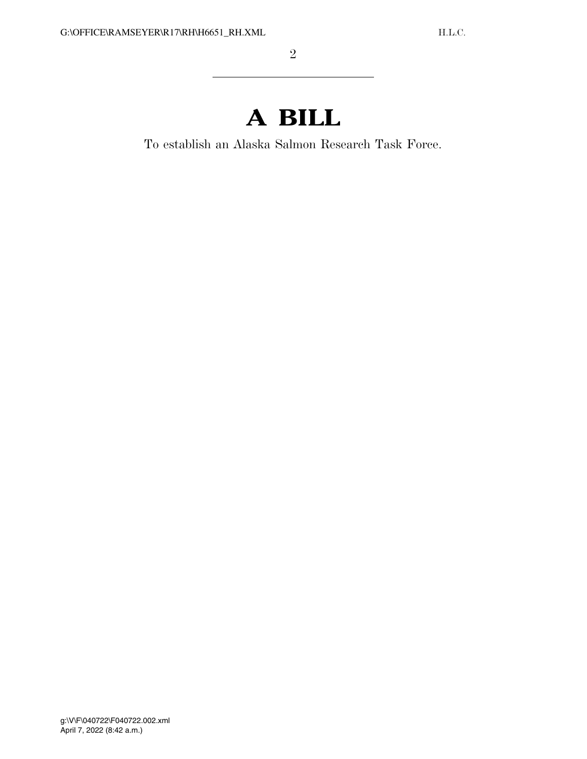# A BILL

To establish an Alaska Salmon Research Task Force.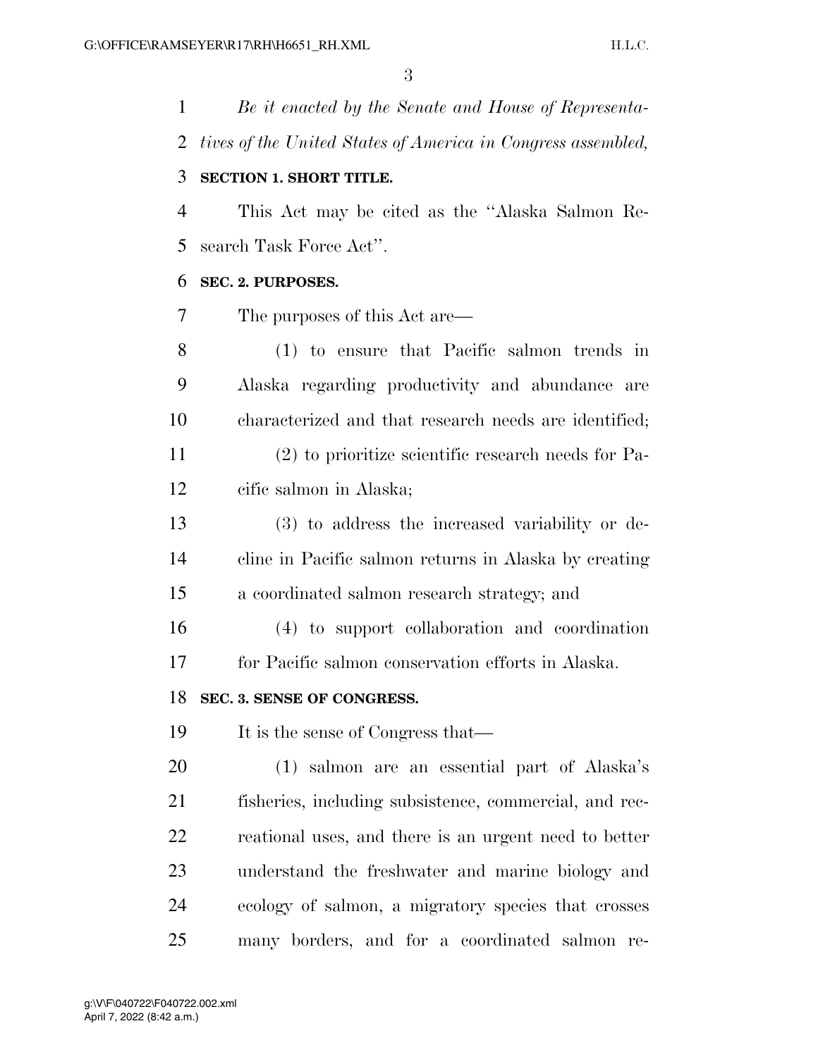*Be it enacted by the Senate and House of Representatives of the United States of America in Congress assembled,*

**SECTION 1. SHORT TITLE.**

This Act may be cited as the ''Alaska Salmon Research Task Force Act''.

**SEC. 2. PURPOSES.**

The purposes of this Act are—

(1) to ensure that Pacific salmon trends in Alaska regarding productivity and abundance are characterized and that research needs are identified;

(2) to prioritize scientific research needs for Pacific salmon in Alaska;

(3) to address the increased variability or decline in Pacific salmon returns in Alaska by creating a coordinated salmon research strategy; and

(4) to support collaboration and coordination for Pacific salmon conservation efforts in Alaska.

**SEC. 3. SENSE OF CONGRESS.**

It is the sense of Congress that—

(1) salmon are an essential part of Alaska's fisheries, including subsistence, commercial, and recreational uses, and there is an urgent need to better understand the freshwater and marine biology and ecology of salmon, a migratory species that crosses many borders, and for a coordinated salmon re-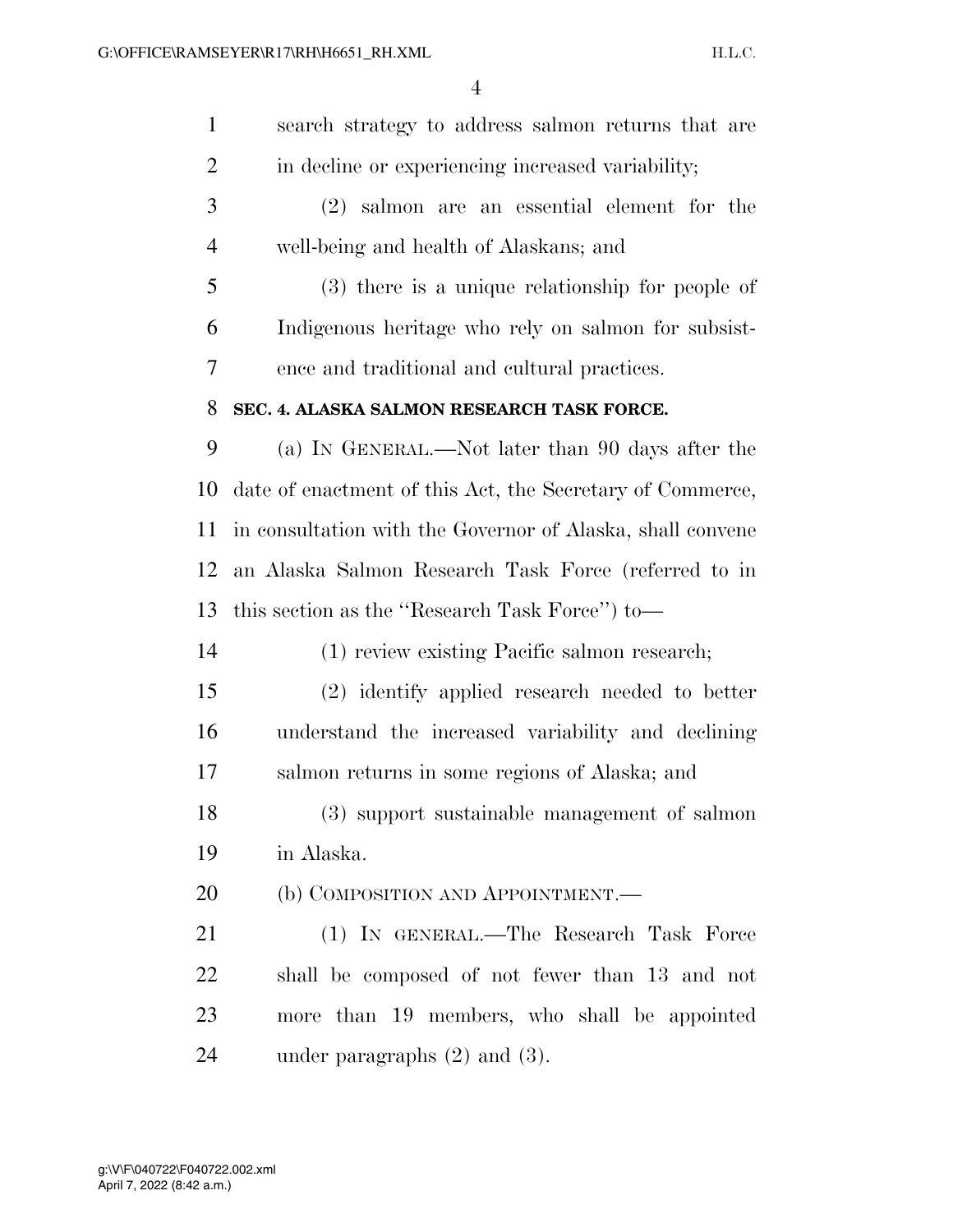search strategy to address salmon returns that are in decline or experiencing increased variability;

(2) salmon are an essential element for the well-being and health of Alaskans; and

(3) there is a unique relationship for people of Indigenous heritage who rely on salmon for subsistence and traditional and cultural practices.

**SEC. 4. ALASKA SALMON RESEARCH TASK FORCE.**

(a) IN GENERAL.—Not later than 90 days after the date of enactment of this Act, the Secretary of Commerce, in consultation with the Governor of Alaska, shall convene an Alaska Salmon Research Task Force (referred to in this section as the ''Research Task Force'') to—

(1) review existing Pacific salmon research;

(2) identify applied research needed to better understand the increased variability and declining salmon returns in some regions of Alaska; and

(3) support sustainable management of salmon in Alaska.

(b) COMPOSITION AND APPOINTMENT.—

(1) IN GENERAL.—The Research Task Force shall be composed of not fewer than 13 and not more than 19 members, who shall be appointed under paragraphs (2) and (3).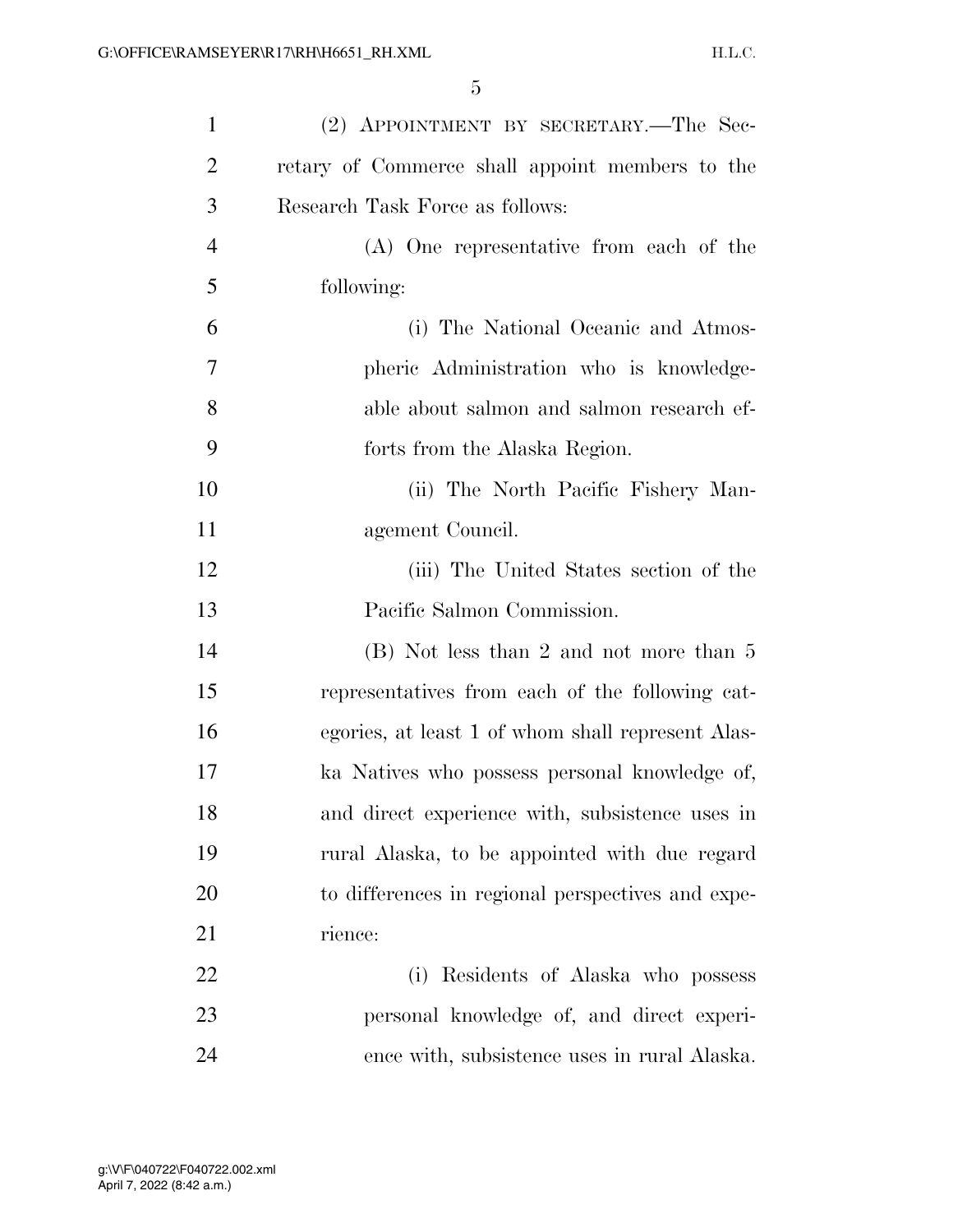(2) APPOINTMENT BY SECRETARY.—The Secretary of Commerce shall appoint members to the Research Task Force as follows:

(A) One representative from each of the following:

(i) The National Oceanic and Atmospheric Administration who is knowledgeable about salmon and salmon research efforts from the Alaska Region.

(ii) The North Pacific Fishery Management Council.

(iii) The United States section of the Pacific Salmon Commission.

(B) Not less than 2 and not more than 5 representatives from each of the following categories, at least 1 of whom shall represent Alaska Natives who possess personal knowledge of, and direct experience with, subsistence uses in rural Alaska, to be appointed with due regard to differences in regional perspectives and experience:

(i) Residents of Alaska who possess personal knowledge of, and direct experience with, subsistence uses in rural Alaska.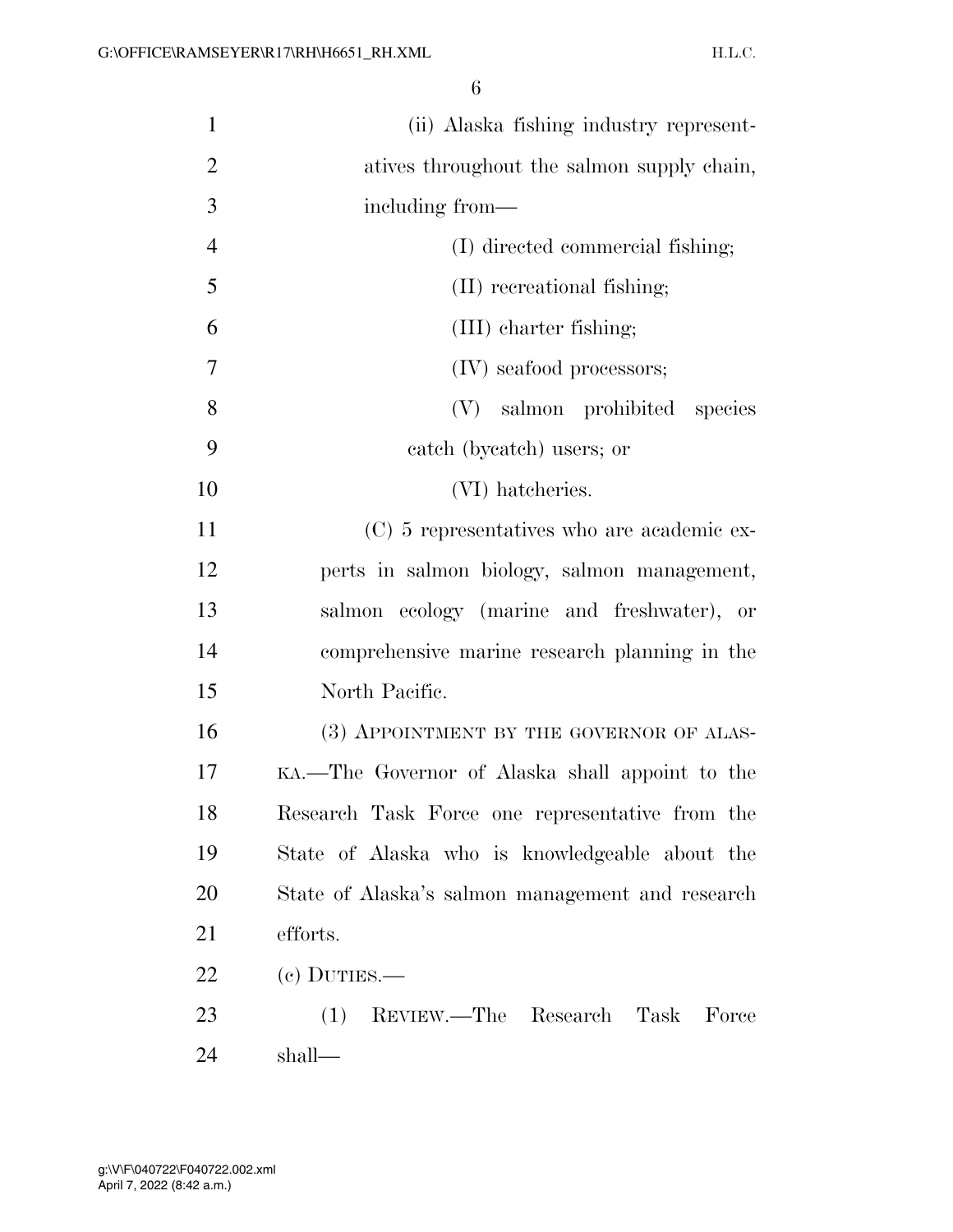(ii) Alaska fishing industry representatives throughout the salmon supply chain, including from—

(I) directed commercial fishing;

(II) recreational fishing;

(III) charter fishing;

(IV) seafood processors;

(V) salmon prohibited species catch (bycatch) users; or

(VI) hatcheries.

(C) 5 representatives who are academic experts in salmon biology, salmon management, salmon ecology (marine and freshwater), or comprehensive marine research planning in the North Pacific.

(3) APPOINTMENT BY THE GOVERNOR OF ALASKA.—The Governor of Alaska shall appoint to the Research Task Force one representative from the State of Alaska who is knowledgeable about the State of Alaska's salmon management and research efforts.

(c) DUTIES.—

(1) REVIEW.—The Research Task Force shall—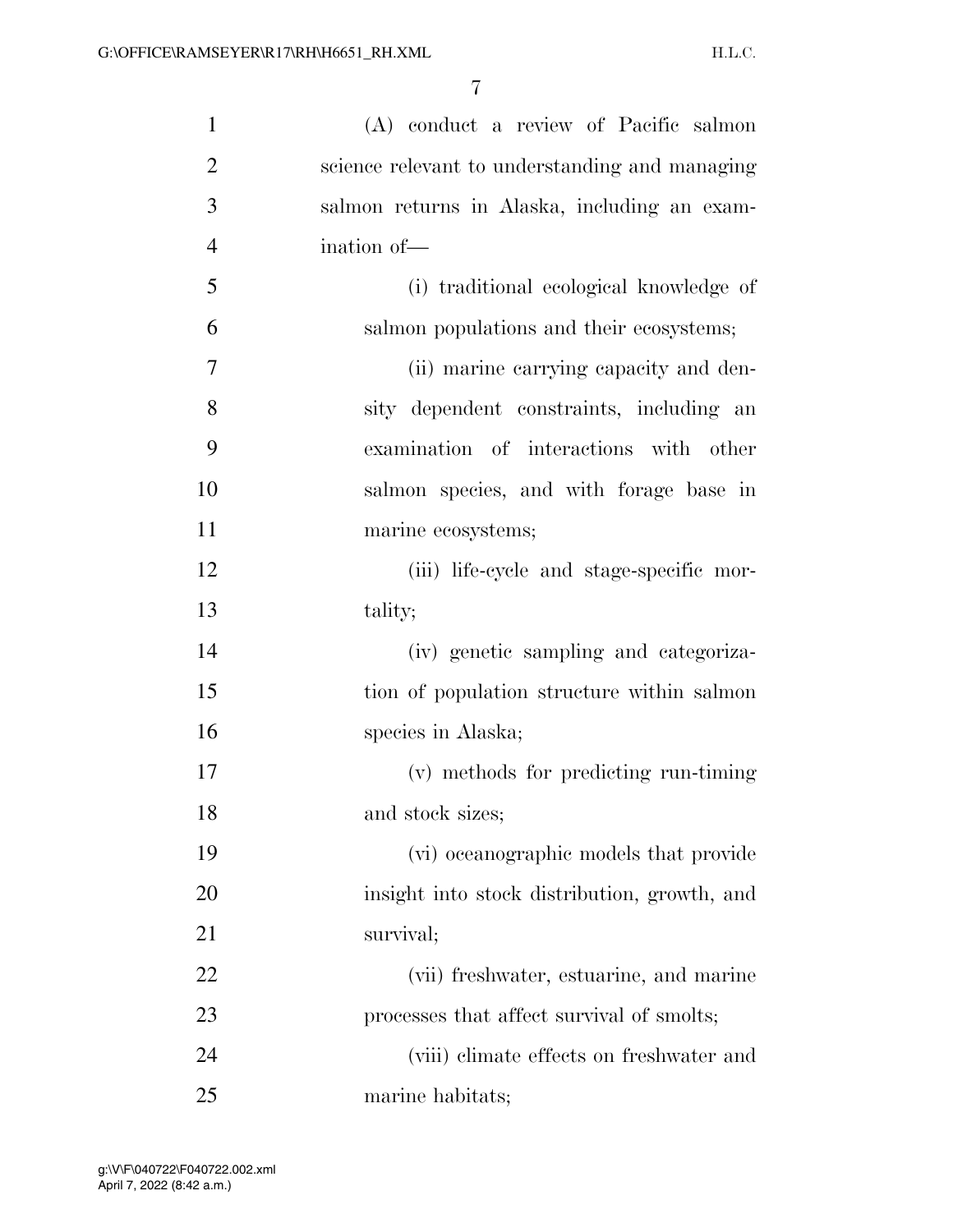(A) conduct a review of Pacific salmon science relevant to understanding and managing salmon returns in Alaska, including an examination of—

(i) traditional ecological knowledge of salmon populations and their ecosystems;

(ii) marine carrying capacity and density dependent constraints, including an examination of interactions with other salmon species, and with forage base in marine ecosystems;

(iii) life-cycle and stage-specific mortality;

(iv) genetic sampling and categorization of population structure within salmon species in Alaska;

(v) methods for predicting run-timing and stock sizes;

(vi) oceanographic models that provide insight into stock distribution, growth, and survival;

(vii) freshwater, estuarine, and marine processes that affect survival of smolts;

(viii) climate effects on freshwater and marine habitats;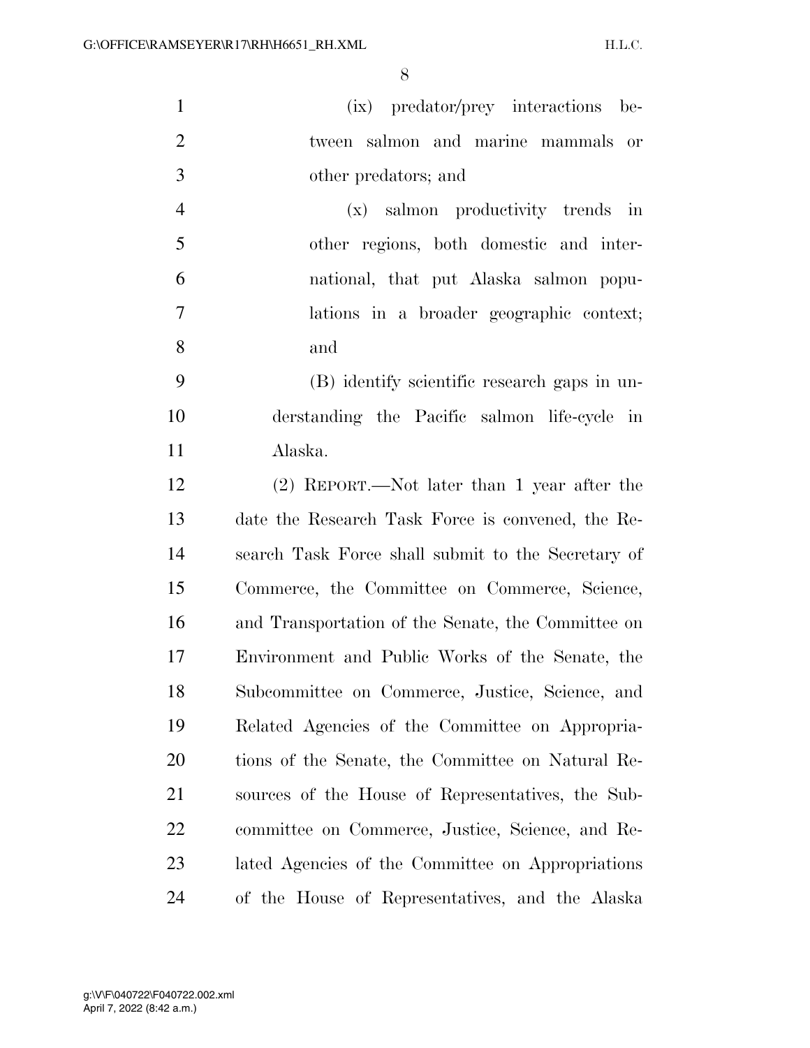(ix) predator/prey interactions between salmon and marine mammals or other predators; and

(x) salmon productivity trends in other regions, both domestic and international, that put Alaska salmon populations in a broader geographic context; and

(B) identify scientific research gaps in understanding the Pacific salmon life-cycle in Alaska.

(2) REPORT.—Not later than 1 year after the date the Research Task Force is convened, the Research Task Force shall submit to the Secretary of Commerce, the Committee on Commerce, Science, and Transportation of the Senate, the Committee on Environment and Public Works of the Senate, the Subcommittee on Commerce, Justice, Science, and Related Agencies of the Committee on Appropriations of the Senate, the Committee on Natural Resources of the House of Representatives, the Subcommittee on Commerce, Justice, Science, and Related Agencies of the Committee on Appropriations of the House of Representatives, and the Alaska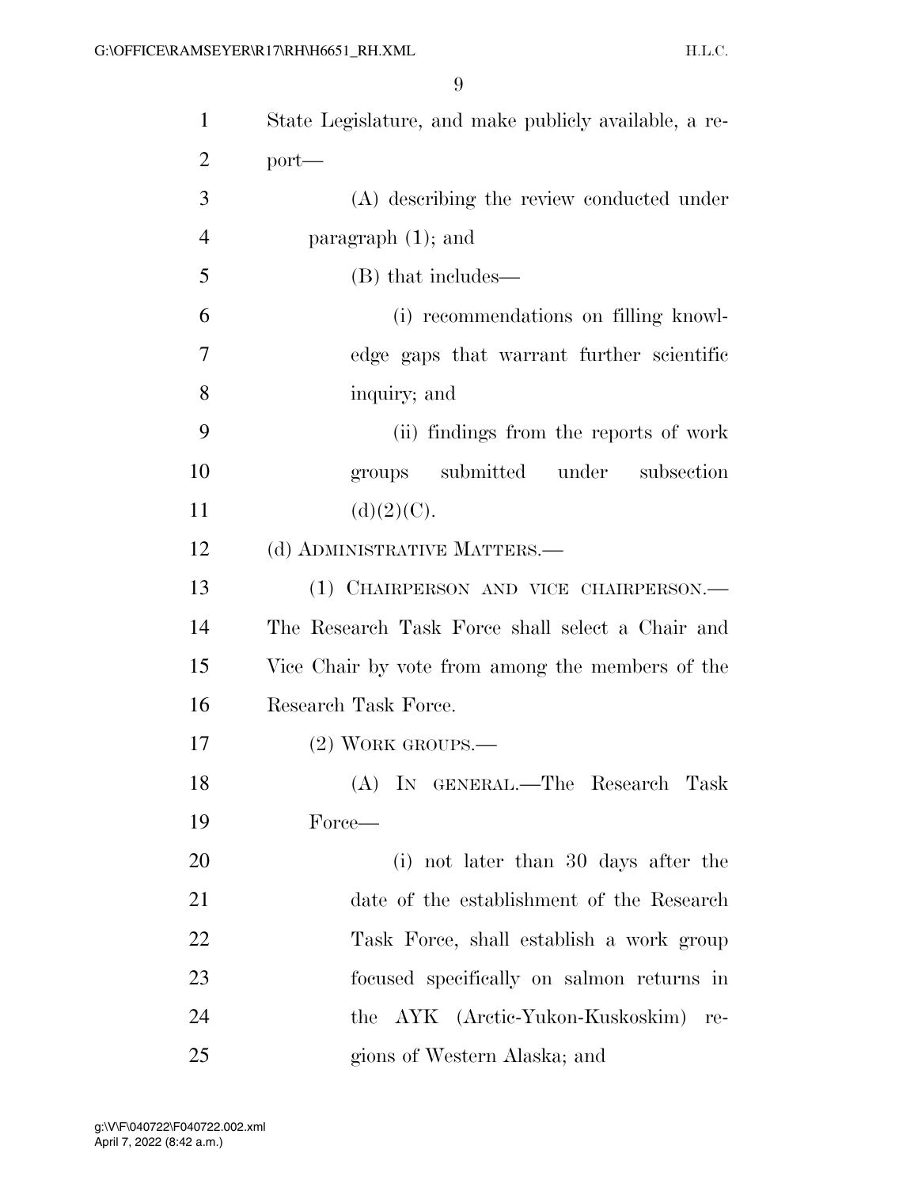State Legislature, and make publicly available, a report—

(A) describing the review conducted under paragraph (1); and

(B) that includes—

(i) recommendations on filling knowledge gaps that warrant further scientific inquiry; and

(ii) findings from the reports of work groups submitted under subsection (d)(2)(C).

(d) ADMINISTRATIVE MATTERS.—

(1) CHAIRPERSON AND VICE CHAIRPERSON.—The Research Task Force shall select a Chair and Vice Chair by vote from among the members of the Research Task Force.

(2) WORK GROUPS.—

(A) IN GENERAL.—The Research Task Force—

(i) not later than 30 days after the date of the establishment of the Research Task Force, shall establish a work group focused specifically on salmon returns in the AYK (Arctic-Yukon-Kuskoskim) regions of Western Alaska; and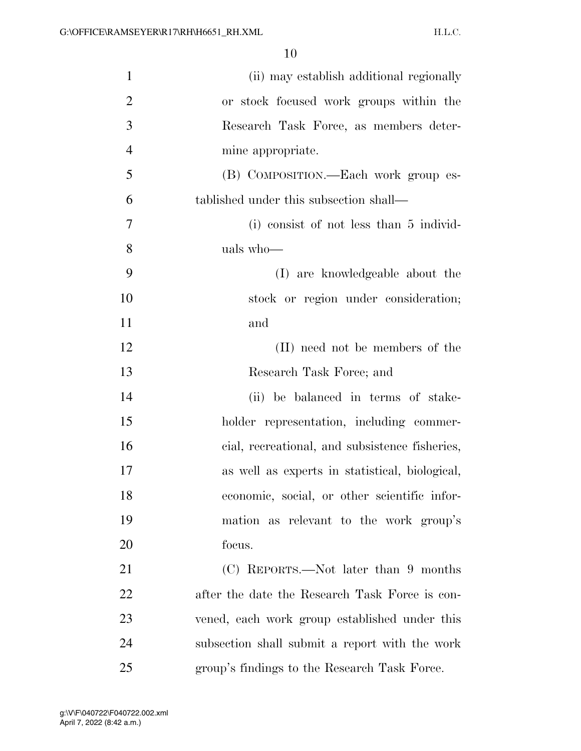(ii) may establish additional regionally or stock focused work groups within the Research Task Force, as members determine appropriate.

(B) COMPOSITION.—Each work group established under this subsection shall—

(i) consist of not less than 5 individuals who—

(I) are knowledgeable about the stock or region under consideration; and

(II) need not be members of the Research Task Force; and

(ii) be balanced in terms of stakeholder representation, including commercial, recreational, and subsistence fisheries, as well as experts in statistical, biological, economic, social, or other scientific information as relevant to the work group's focus.

(C) REPORTS.—Not later than 9 months after the date the Research Task Force is convened, each work group established under this subsection shall submit a report with the work group's findings to the Research Task Force.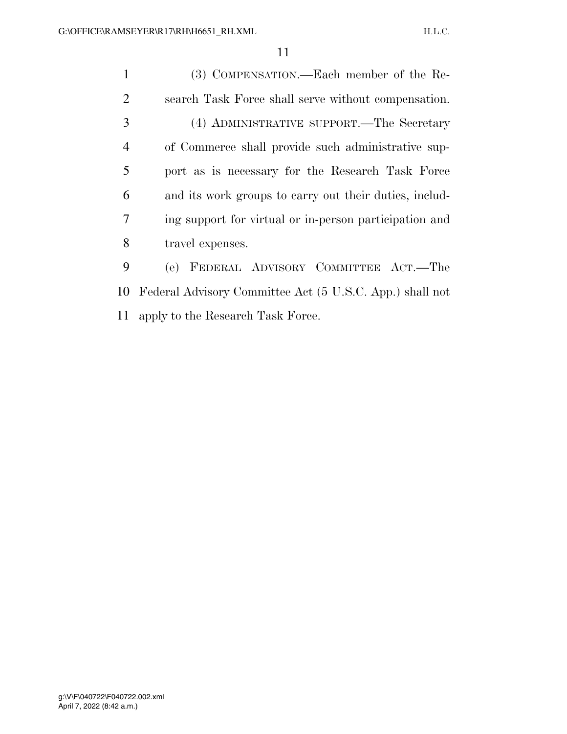(3) COMPENSATION.—Each member of the Research Task Force shall serve without compensation.

(4) ADMINISTRATIVE SUPPORT.—The Secretary of Commerce shall provide such administrative support as is necessary for the Research Task Force and its work groups to carry out their duties, including support for virtual or in-person participation and travel expenses.

(e) FEDERAL ADVISORY COMMITTEE ACT.—The Federal Advisory Committee Act (5 U.S.C. App.) shall not apply to the Research Task Force.